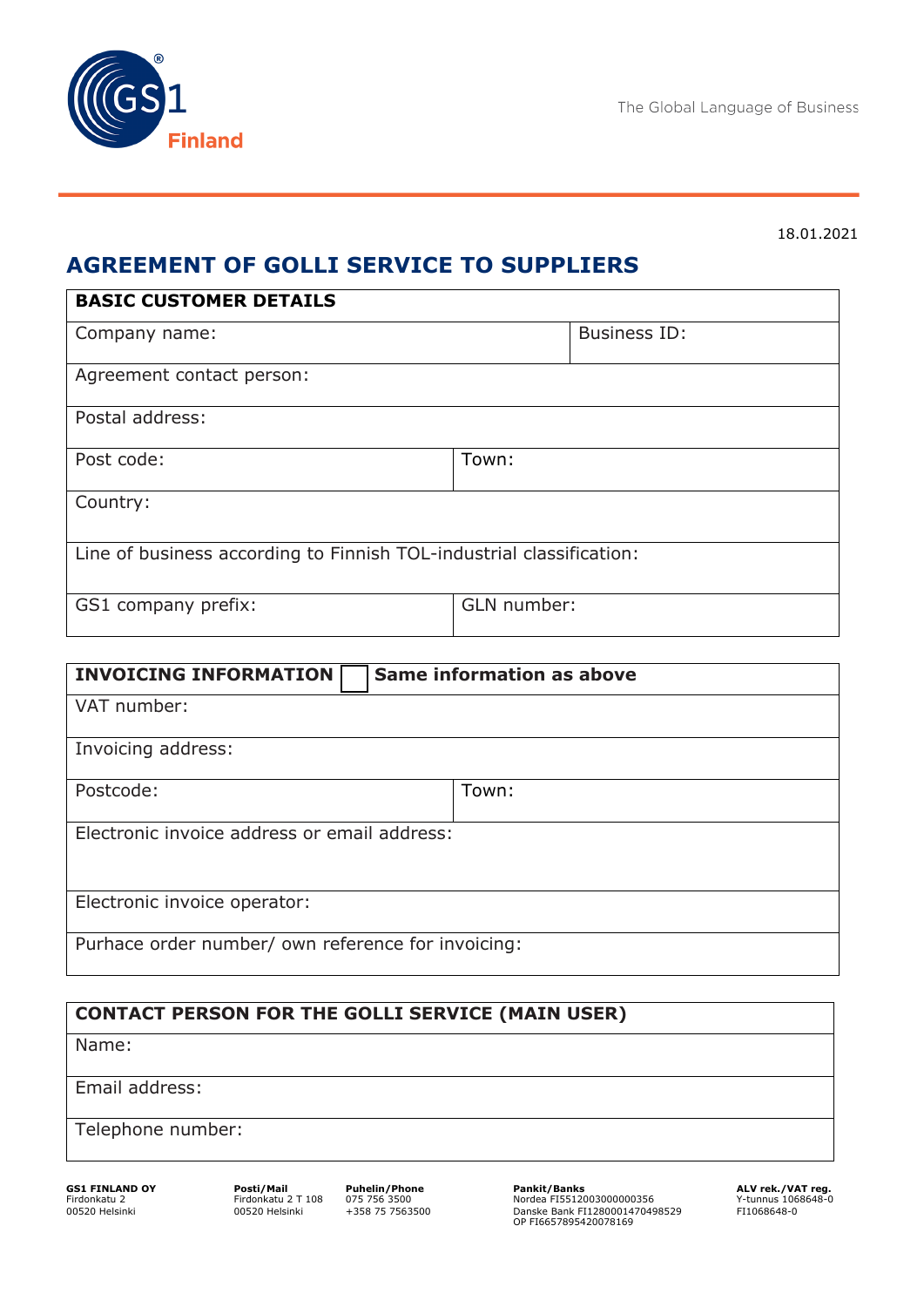The Global Language of Business

18.01.2021

# AGREEMENT OF GOLLI SERVICE TO SUPPLIERS

| **BASIC CUSTOMER DETAILS** | |
|---|---|
| Company name: | Business ID: |
| Agreement contact person: | |
| Postal address: | |
| Post code: | Town: |
| Country: | |
| Line of business according to Finnish TOL-industrial classification: | |
| GS1 company prefix: | GLN number: |

| **INVOICING INFORMATION** ☐ **Same information as above** | |
|---|---|
| VAT number: | |
| Invoicing address: | |
| Postcode: | Town: |
| Electronic invoice address or email address: | |
| Electronic invoice operator: | |
| Purhace order number/ own reference for invoicing: | |

| **CONTACT PERSON FOR THE GOLLI SERVICE (MAIN USER)** |
|---|
| Name: |
| Email address: |
| Telephone number: |

**GS1 FINLAND OY**
Firdonkatu 2
00520 Helsinki

**Posti/Mail**
Firdonkatu 2 T 108
00520 Helsinki

**Puhelin/Phone**
075 756 3500
+358 75 7563500

**Pankit/Banks**
Nordea FI5512003000000356
Danske Bank FI1280001470498529
OP FI6657895420078169

**ALV rek./VAT reg.**
Y-tunnus 1068648-0
FI1068648-0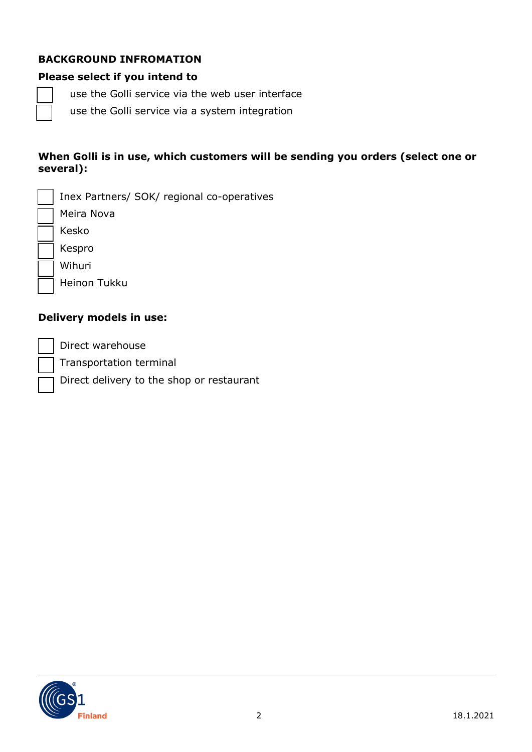**BACKGROUND INFROMATION**

**Please select if you intend to**

- [ ] use the Golli service via the web user interface
- [ ] use the Golli service via a system integration

**When Golli is in use, which customers will be sending you orders (select one or several):**

- [ ] Inex Partners/ SOK/ regional co-operatives
- [ ] Meira Nova
- [ ] Kesko
- [ ] Kespro
- [ ] Wihuri
- [ ] Heinon Tukku

**Delivery models in use:**

- [ ] Direct warehouse
- [ ] Transportation terminal
- [ ] Direct delivery to the shop or restaurant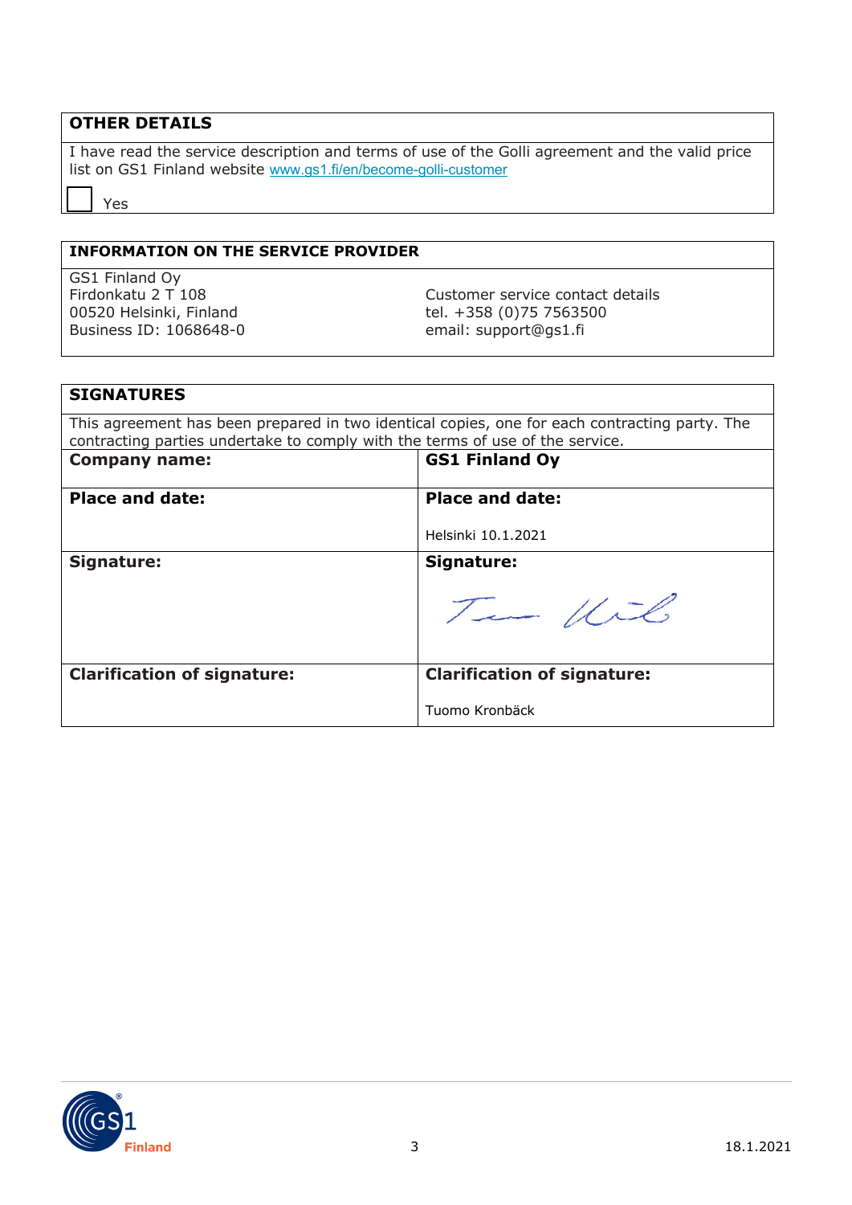## OTHER DETAILS

I have read the service description and terms of use of the Golli agreement and the valid price list on GS1 Finland website www.gs1.fi/en/become-golli-customer

☐ Yes

## INFORMATION ON THE SERVICE PROVIDER

GS1 Finland Oy
Firdonkatu 2 T 108
00520 Helsinki, Finland
Business ID: 1068648-0

Customer service contact details
tel. +358 (0)75 7563500
email: support@gs1.fi

## SIGNATURES

This agreement has been prepared in two identical copies, one for each contracting party. The contracting parties undertake to comply with the terms of use of the service.

| | |
|---|---|
| **Company name:** | **GS1 Finland Oy** |
| **Place and date:** | **Place and date:** Helsinki 10.1.2021 |
| **Signature:** | **Signature:** |
| **Clarification of signature:** | **Clarification of signature:** Tuomo Kronbäck |